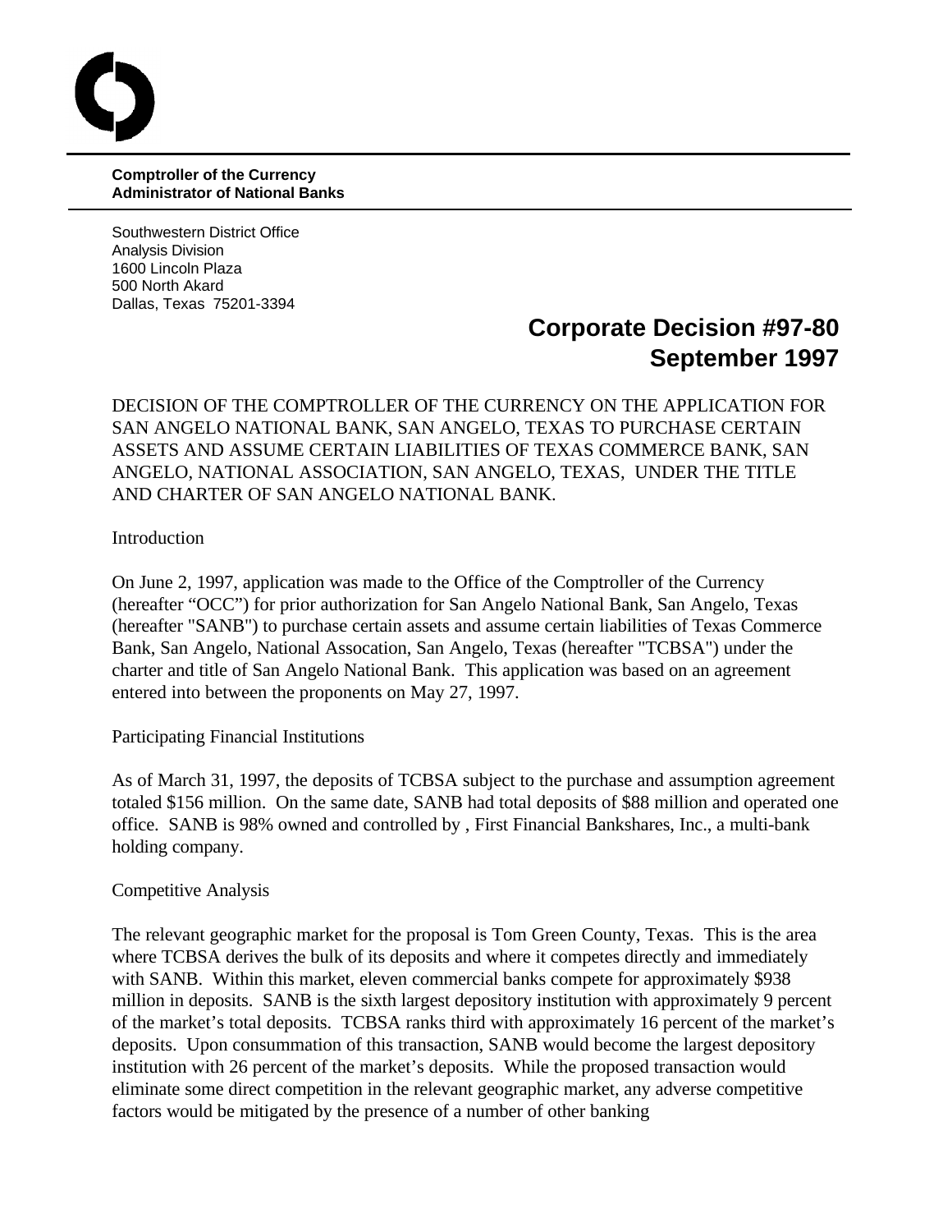**Comptroller of the Currency**
**Administrator of National Banks**

Southwestern District Office
Analysis Division
1600 Lincoln Plaza
500 North Akard
Dallas, Texas 75201-3394

# Corporate Decision #97-80
# September 1997

DECISION OF THE COMPTROLLER OF THE CURRENCY ON THE APPLICATION FOR SAN ANGELO NATIONAL BANK, SAN ANGELO, TEXAS TO PURCHASE CERTAIN ASSETS AND ASSUME CERTAIN LIABILITIES OF TEXAS COMMERCE BANK, SAN ANGELO, NATIONAL ASSOCIATION, SAN ANGELO, TEXAS, UNDER THE TITLE AND CHARTER OF SAN ANGELO NATIONAL BANK.

## Introduction

On June 2, 1997, application was made to the Office of the Comptroller of the Currency (hereafter "OCC") for prior authorization for San Angelo National Bank, San Angelo, Texas (hereafter "SANB") to purchase certain assets and assume certain liabilities of Texas Commerce Bank, San Angelo, National Assocation, San Angelo, Texas (hereafter "TCBSA") under the charter and title of San Angelo National Bank. This application was based on an agreement entered into between the proponents on May 27, 1997.

## Participating Financial Institutions

As of March 31, 1997, the deposits of TCBSA subject to the purchase and assumption agreement totaled $156 million. On the same date, SANB had total deposits of $88 million and operated one office. SANB is 98% owned and controlled by , First Financial Bankshares, Inc., a multi-bank holding company.

## Competitive Analysis

The relevant geographic market for the proposal is Tom Green County, Texas. This is the area where TCBSA derives the bulk of its deposits and where it competes directly and immediately with SANB. Within this market, eleven commercial banks compete for approximately $938 million in deposits. SANB is the sixth largest depository institution with approximately 9 percent of the market's total deposits. TCBSA ranks third with approximately 16 percent of the market's deposits. Upon consummation of this transaction, SANB would become the largest depository institution with 26 percent of the market's deposits. While the proposed transaction would eliminate some direct competition in the relevant geographic market, any adverse competitive factors would be mitigated by the presence of a number of other banking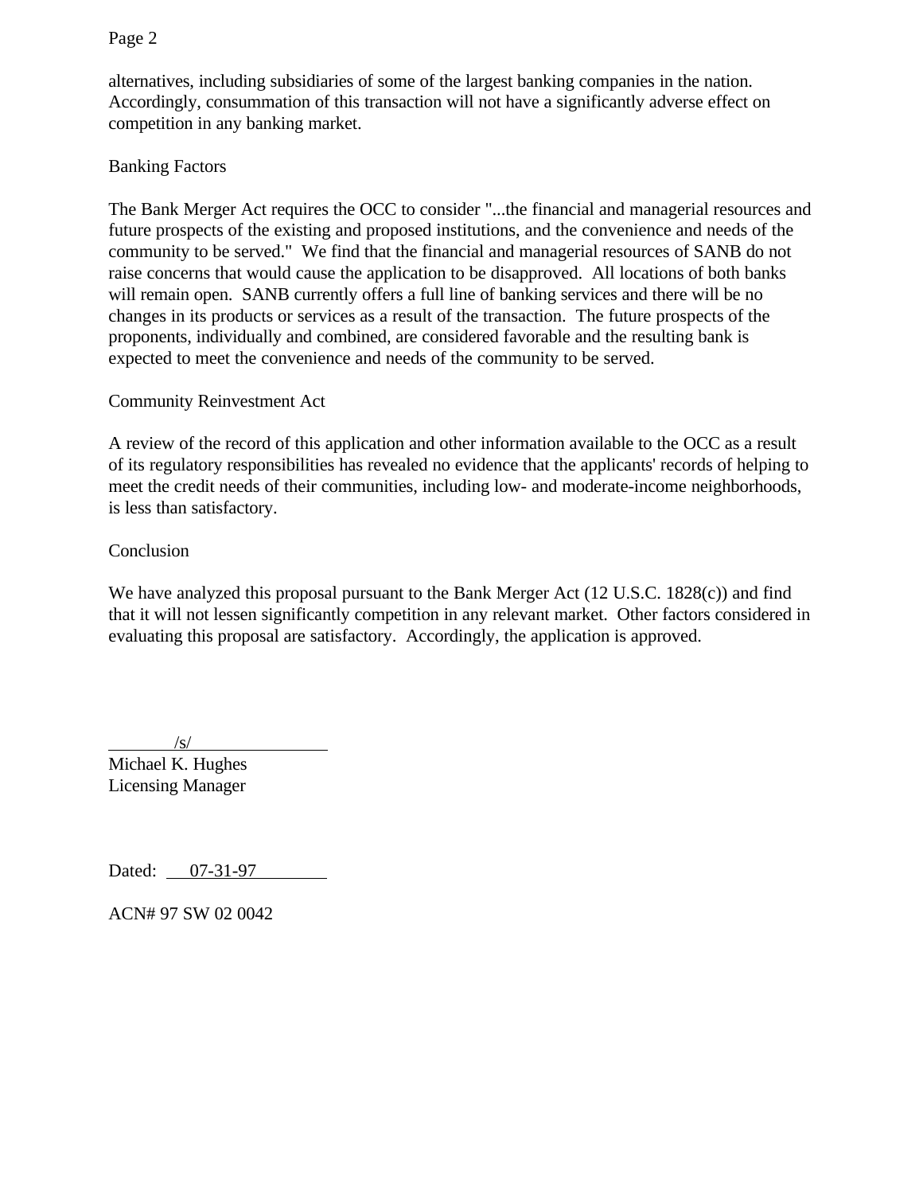alternatives, including subsidiaries of some of the largest banking companies in the nation. Accordingly, consummation of this transaction will not have a significantly adverse effect on competition in any banking market.

## Banking Factors

The Bank Merger Act requires the OCC to consider "...the financial and managerial resources and future prospects of the existing and proposed institutions, and the convenience and needs of the community to be served." We find that the financial and managerial resources of SANB do not raise concerns that would cause the application to be disapproved. All locations of both banks will remain open. SANB currently offers a full line of banking services and there will be no changes in its products or services as a result of the transaction. The future prospects of the proponents, individually and combined, are considered favorable and the resulting bank is expected to meet the convenience and needs of the community to be served.

## Community Reinvestment Act

A review of the record of this application and other information available to the OCC as a result of its regulatory responsibilities has revealed no evidence that the applicants' records of helping to meet the credit needs of their communities, including low- and moderate-income neighborhoods, is less than satisfactory.

## Conclusion

We have analyzed this proposal pursuant to the Bank Merger Act (12 U.S.C. 1828(c)) and find that it will not lessen significantly competition in any relevant market. Other factors considered in evaluating this proposal are satisfactory. Accordingly, the application is approved.

/s/

Michael K. Hughes
Licensing Manager

Dated: 07-31-97

ACN# 97 SW 02 0042